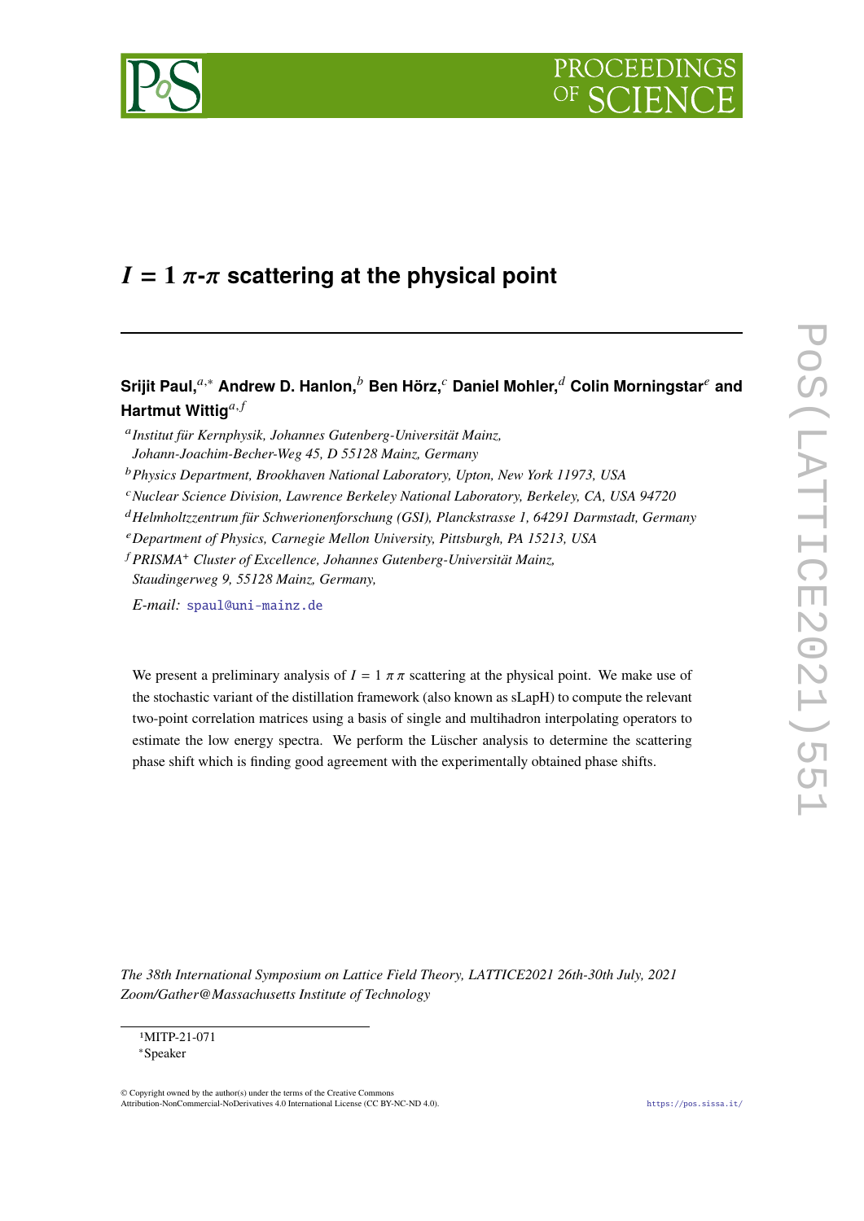# $I = 1$ $\pi$-$\pi$ scattering at the physical point

**Srijit Paul,**[a,*] **Andrew D. Hanlon,**[b] **Ben Hörz,**[c] **Daniel Mohler,**[d] **Colin Morningstar**[e] **and Hartmut Wittig**[a,f]

[a] *Institut für Kernphysik, Johannes Gutenberg-Universität Mainz, Johann-Joachim-Becher-Weg 45, D 55128 Mainz, Germany*

[b] *Physics Department, Brookhaven National Laboratory, Upton, New York 11973, USA*

[c] *Nuclear Science Division, Lawrence Berkeley National Laboratory, Berkeley, CA, USA 94720*

[d] *Helmholtzzentrum für Schwerionenforschung (GSI), Planckstrasse 1, 64291 Darmstadt, Germany*

[e] *Department of Physics, Carnegie Mellon University, Pittsburgh, PA 15213, USA*

[f] *PRISMA*⁺ *Cluster of Excellence, Johannes Gutenberg-Universität Mainz, Staudingerweg 9, 55128 Mainz, Germany,*

*E-mail:* spaul@uni-mainz.de

We present a preliminary analysis of $I = 1$ $\pi\pi$ scattering at the physical point. We make use of the stochastic variant of the distillation framework (also known as sLapH) to compute the relevant two-point correlation matrices using a basis of single and multihadron interpolating operators to estimate the low energy spectra. We perform the Lüscher analysis to determine the scattering phase shift which is finding good agreement with the experimentally obtained phase shifts.

*The 38th International Symposium on Lattice Field Theory, LATTICE2021 26th-30th July, 2021 Zoom/Gather@Massachusetts Institute of Technology*

[1] MITP-21-071

[*] Speaker

© Copyright owned by the author(s) under the terms of the Creative Commons Attribution-NonCommercial-NoDerivatives 4.0 International License (CC BY-NC-ND 4.0).

https://pos.sissa.it/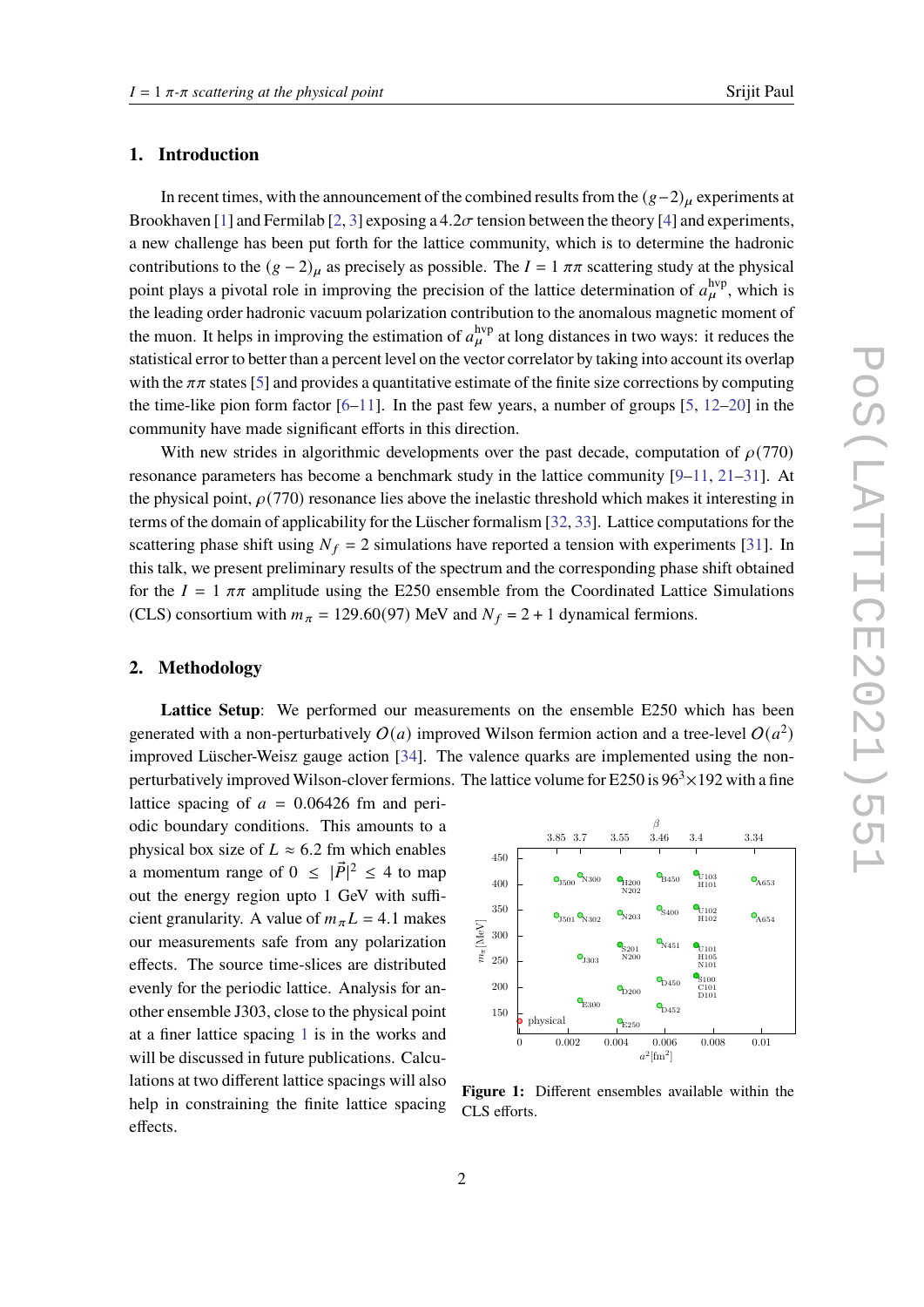## 1. Introduction

In recent times, with the announcement of the combined results from the $(g-2)_\mu$ experiments at Brookhaven [1] and Fermilab [2, 3] exposing a $4.2\sigma$ tension between the theory [4] and experiments, a new challenge has been put forth for the lattice community, which is to determine the hadronic contributions to the $(g-2)_\mu$ as precisely as possible. The $I = 1$ $\pi\pi$ scattering study at the physical point plays a pivotal role in improving the precision of the lattice determination of $a_\mu^{\rm hvp}$, which is the leading order hadronic vacuum polarization contribution to the anomalous magnetic moment of the muon. It helps in improving the estimation of $a_\mu^{\rm hvp}$ at long distances in two ways: it reduces the statistical error to better than a percent level on the vector correlator by taking into account its overlap with the $\pi\pi$ states [5] and provides a quantitative estimate of the finite size corrections by computing the time-like pion form factor [6–11]. In the past few years, a number of groups [5, 12–20] in the community have made significant efforts in this direction.

With new strides in algorithmic developments over the past decade, computation of $\rho(770)$ resonance parameters has become a benchmark study in the lattice community [9–11, 21–31]. At the physical point, $\rho(770)$ resonance lies above the inelastic threshold which makes it interesting in terms of the domain of applicability for the Lüscher formalism [32, 33]. Lattice computations for the scattering phase shift using $N_f = 2$ simulations have reported a tension with experiments [31]. In this talk, we present preliminary results of the spectrum and the corresponding phase shift obtained for the $I = 1$ $\pi\pi$ amplitude using the E250 ensemble from the Coordinated Lattice Simulations (CLS) consortium with $m_\pi = 129.60(97)$ MeV and $N_f = 2 + 1$ dynamical fermions.

## 2. Methodology

**Lattice Setup**: We performed our measurements on the ensemble E250 which has been generated with a non-perturbatively $O(a)$ improved Wilson fermion action and a tree-level $O(a^2)$ improved Lüscher-Weisz gauge action [34]. The valence quarks are implemented using the non-perturbatively improved Wilson-clover fermions. The lattice volume for E250 is $96^3 \times 192$ with a fine lattice spacing of $a = 0.06426$ fm and periodic boundary conditions. This amounts to a physical box size of $L \approx 6.2$ fm which enables a momentum range of $0 \leq |\vec{P}|^2 \leq 4$ to map out the energy region upto 1 GeV with sufficient granularity. A value of $m_\pi L = 4.1$ makes our measurements safe from any polarization effects. The source time-slices are distributed evenly for the periodic lattice. Analysis for another ensemble J303, close to the physical point at a finer lattice spacing 1 is in the works and will be discussed in future publications. Calculations at two different lattice spacings will also help in constraining the finite lattice spacing effects.

**Figure 1:** Different ensembles available within the CLS efforts.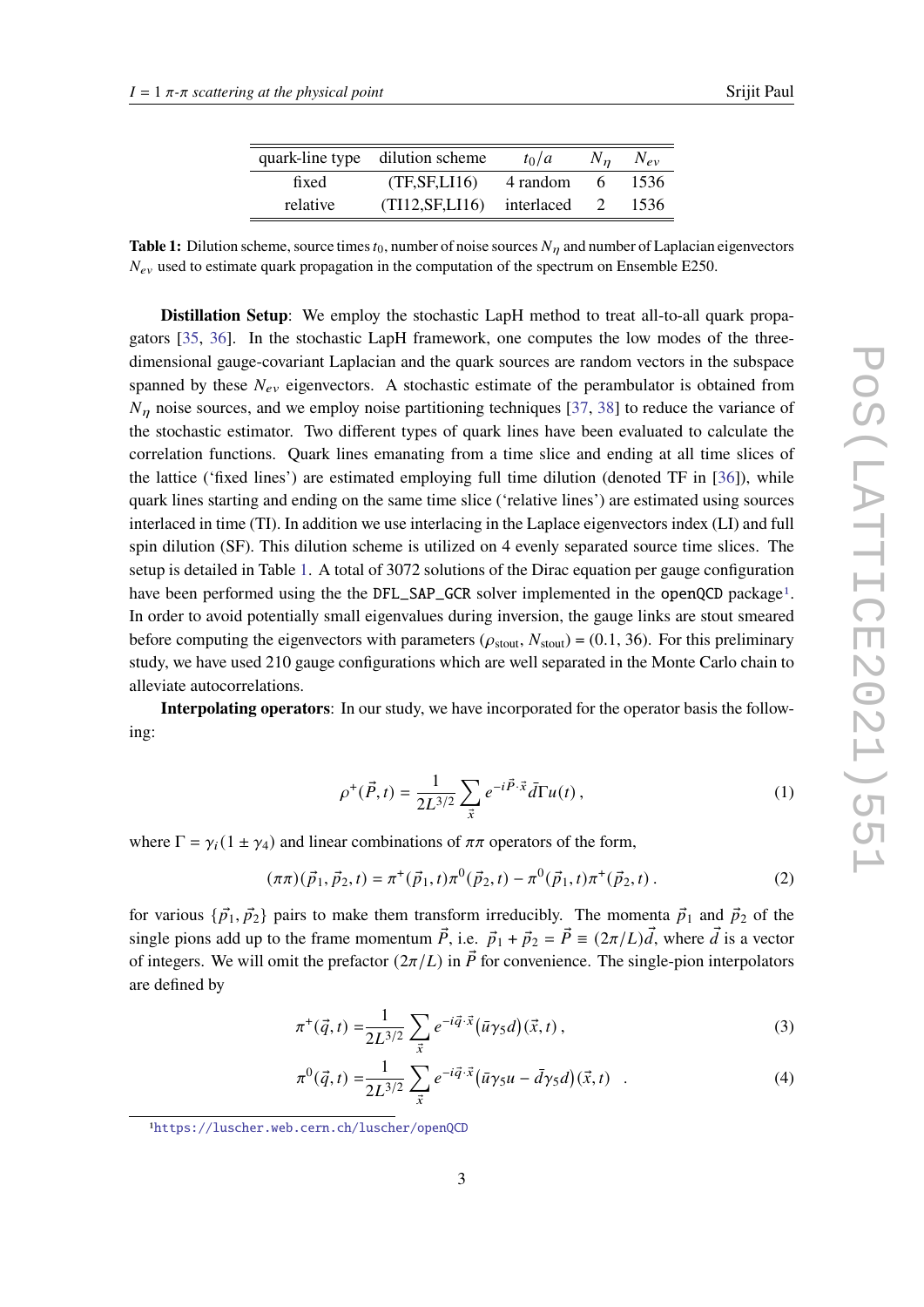| quark-line type | dilution scheme | $t_0/a$ | $N_\eta$ | $N_{ev}$ |
|---|---|---|---|---|
| fixed | (TF,SF,LI16) | 4 random | 6 | 1536 |
| relative | (TI12,SF,LI16) | interlaced | 2 | 1536 |

**Table 1:** Dilution scheme, source times $t_0$, number of noise sources $N_\eta$ and number of Laplacian eigenvectors $N_{ev}$ used to estimate quark propagation in the computation of the spectrum on Ensemble E250.

**Distillation Setup**: We employ the stochastic LapH method to treat all-to-all quark propagators [35, 36]. In the stochastic LapH framework, one computes the low modes of the three-dimensional gauge-covariant Laplacian and the quark sources are random vectors in the subspace spanned by these $N_{ev}$ eigenvectors. A stochastic estimate of the perambulator is obtained from $N_\eta$ noise sources, and we employ noise partitioning techniques [37, 38] to reduce the variance of the stochastic estimator. Two different types of quark lines have been evaluated to calculate the correlation functions. Quark lines emanating from a time slice and ending at all time slices of the lattice ('fixed lines') are estimated employing full time dilution (denoted TF in [36]), while quark lines starting and ending on the same time slice ('relative lines') are estimated using sources interlaced in time (TI). In addition we use interlacing in the Laplace eigenvectors index (LI) and full spin dilution (SF). This dilution scheme is utilized on 4 evenly separated source time slices. The setup is detailed in Table 1. A total of 3072 solutions of the Dirac equation per gauge configuration have been performed using the the `DFL_SAP_GCR` solver implemented in the `openQCD` package[1]. In order to avoid potentially small eigenvalues during inversion, the gauge links are stout smeared before computing the eigenvectors with parameters $(\rho_{\text{stout}}, N_{\text{stout}}) = (0.1, 36)$. For this preliminary study, we have used 210 gauge configurations which are well separated in the Monte Carlo chain to alleviate autocorrelations.

**Interpolating operators**: In our study, we have incorporated for the operator basis the following:

$$\rho^+(\vec{P}, t) = \frac{1}{2L^{3/2}} \sum_{\vec{x}} e^{-i\vec{P}\cdot\vec{x}} \bar{d}\Gamma u(t)\,, \tag{1}$$

where $\Gamma = \gamma_i(1 \pm \gamma_4)$ and linear combinations of $\pi\pi$ operators of the form,

$$(\pi\pi)(\vec{p}_1, \vec{p}_2, t) = \pi^+(\vec{p}_1, t)\pi^0(\vec{p}_2, t) - \pi^0(\vec{p}_1, t)\pi^+(\vec{p}_2, t)\,. \tag{2}$$

for various $\{\vec{p}_1, \vec{p}_2\}$ pairs to make them transform irreducibly. The momenta $\vec{p}_1$ and $\vec{p}_2$ of the single pions add up to the frame momentum $\vec{P}$, i.e. $\vec{p}_1 + \vec{p}_2 = \vec{P} \equiv (2\pi/L)\vec{d}$, where $\vec{d}$ is a vector of integers. We will omit the prefactor $(2\pi/L)$ in $\vec{P}$ for convenience. The single-pion interpolators are defined by

$$\pi^+(\vec{q}, t) = \frac{1}{2L^{3/2}} \sum_{\vec{x}} e^{-i\vec{q}\cdot\vec{x}} \big(\bar{u}\gamma_5 d\big)(\vec{x}, t)\,, \tag{3}$$

$$\pi^0(\vec{q}, t) = \frac{1}{2L^{3/2}} \sum_{\vec{x}} e^{-i\vec{q}\cdot\vec{x}} \big(\bar{u}\gamma_5 u - \bar{d}\gamma_5 d\big)(\vec{x}, t) \quad . \tag{4}$$

[1] https://luscher.web.cern.ch/luscher/openQCD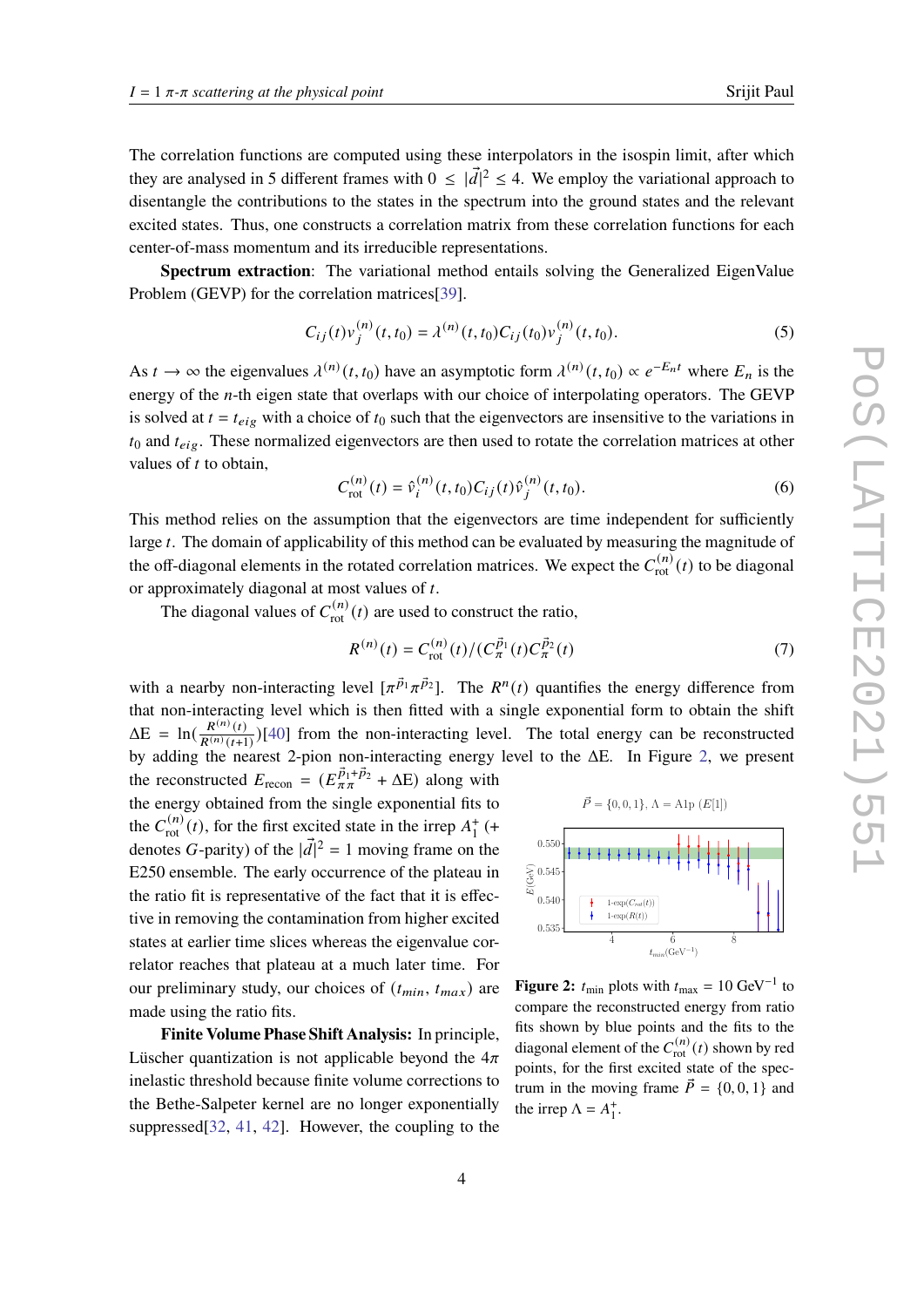The correlation functions are computed using these interpolators in the isospin limit, after which they are analysed in 5 different frames with $0 \leq |\vec{d}|^2 \leq 4$. We employ the variational approach to disentangle the contributions to the states in the spectrum into the ground states and the relevant excited states. Thus, one constructs a correlation matrix from these correlation functions for each center-of-mass momentum and its irreducible representations.

**Spectrum extraction**: The variational method entails solving the Generalized EigenValue Problem (GEVP) for the correlation matrices[39].

$$C_{ij}(t)v_j^{(n)}(t,t_0) = \lambda^{(n)}(t,t_0)C_{ij}(t_0)v_j^{(n)}(t,t_0). \tag{5}$$

As $t \to \infty$ the eigenvalues $\lambda^{(n)}(t,t_0)$ have an asymptotic form $\lambda^{(n)}(t,t_0) \propto e^{-E_n t}$ where $E_n$ is the energy of the $n$-th eigen state that overlaps with our choice of interpolating operators. The GEVP is solved at $t = t_{eig}$ with a choice of $t_0$ such that the eigenvectors are insensitive to the variations in $t_0$ and $t_{eig}$. These normalized eigenvectors are then used to rotate the correlation matrices at other values of $t$ to obtain,

$$C_{\text{rot}}^{(n)}(t) = \hat{v}_i^{(n)}(t,t_0)C_{ij}(t)\hat{v}_j^{(n)}(t,t_0). \tag{6}$$

This method relies on the assumption that the eigenvectors are time independent for sufficiently large $t$. The domain of applicability of this method can be evaluated by measuring the magnitude of the off-diagonal elements in the rotated correlation matrices. We expect the $C_{\text{rot}}^{(n)}(t)$ to be diagonal or approximately diagonal at most values of $t$.

The diagonal values of $C_{\text{rot}}^{(n)}(t)$ are used to construct the ratio,

$$R^{(n)}(t) = C_{\text{rot}}^{(n)}(t)/(C_\pi^{\vec{p}_1}(t)C_\pi^{\vec{p}_2}(t) \tag{7}$$

with a nearby non-interacting level $[\pi^{\vec{p}_1}\pi^{\vec{p}_2}]$. The $R^n(t)$ quantifies the energy difference from that non-interacting level which is then fitted with a single exponential form to obtain the shift $\Delta E = \ln(\frac{R^{(n)}(t)}{R^{(n)}(t+1)})$[40] from the non-interacting level. The total energy can be reconstructed by adding the nearest 2-pion non-interacting energy level to the $\Delta E$. In Figure 2, we present the reconstructed $E_{\text{recon}} = (E_{\pi\pi}^{\vec{p}_1+\vec{p}_2} + \Delta E)$ along with the energy obtained from the single exponential fits to the $C_{\text{rot}}^{(n)}(t)$, for the first excited state in the irrep $A_1^+$ (+ denotes $G$-parity) of the $|\vec{d}|^2 = 1$ moving frame on the E250 ensemble. The early occurrence of the plateau in the ratio fit is representative of the fact that it is effective in removing the contamination from higher excited states at earlier time slices whereas the eigenvalue correlator reaches that plateau at a much later time. For our preliminary study, our choices of $(t_{min}, t_{max})$ are made using the ratio fits.

**Figure 2:** $t_{\text{min}}$ plots with $t_{\text{max}} = 10\ \text{GeV}^{-1}$ to compare the reconstructed energy from ratio fits shown by blue points and the fits to the diagonal element of the $C_{\text{rot}}^{(n)}(t)$ shown by red points, for the first excited state of the spectrum in the moving frame $\vec{P} = \{0,0,1\}$ and the irrep $\Lambda = A_1^+$.

**Finite Volume Phase Shift Analysis:** In principle, Lüscher quantization is not applicable beyond the $4\pi$ inelastic threshold because finite volume corrections to the Bethe-Salpeter kernel are no longer exponentially suppressed[32, 41, 42]. However, the coupling to the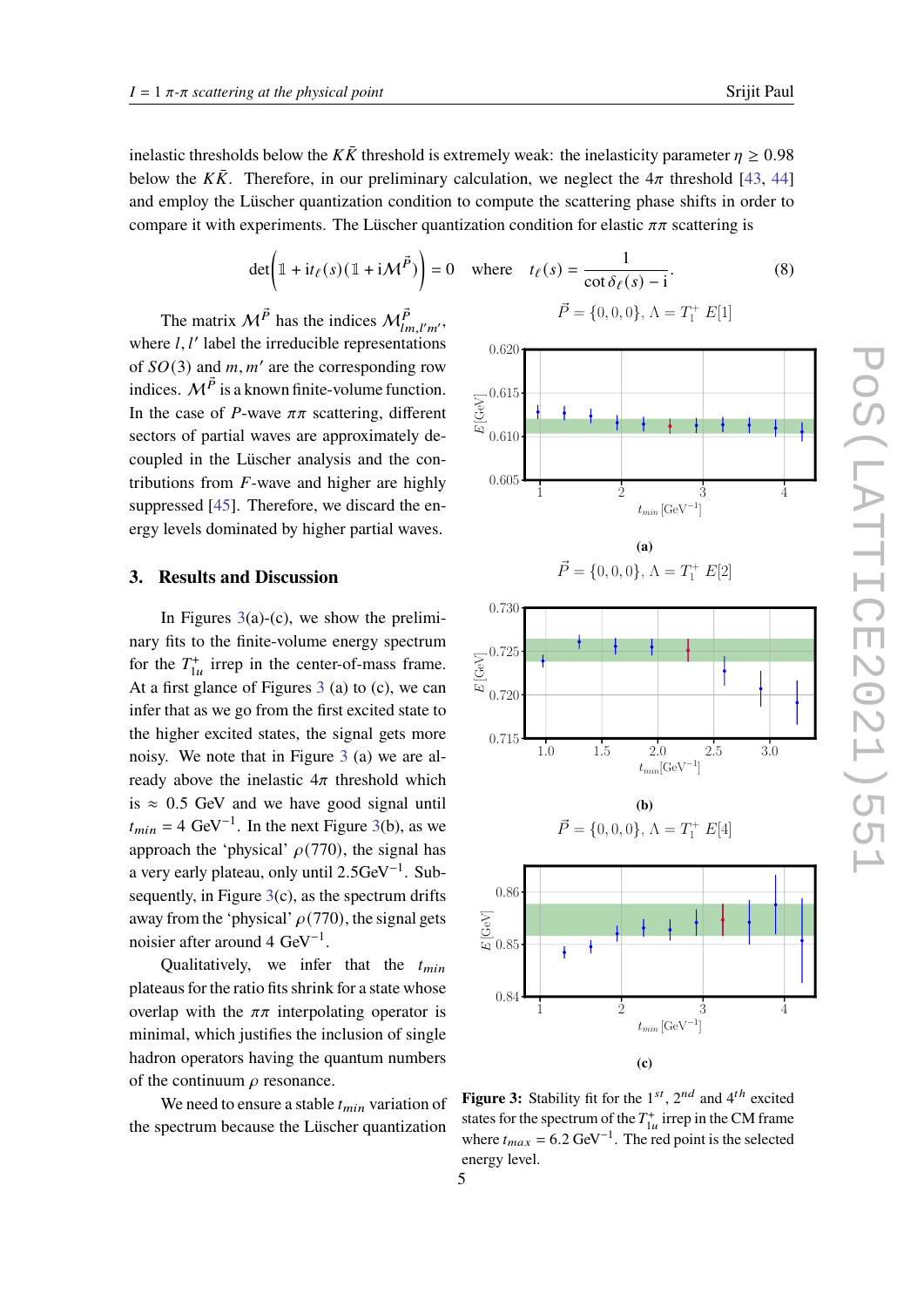inelastic thresholds below the $K\bar{K}$ threshold is extremely weak: the inelasticity parameter $\eta \geq 0.98$ below the $K\bar{K}$. Therefore, in our preliminary calculation, we neglect the $4\pi$ threshold [43, 44] and employ the Lüscher quantization condition to compute the scattering phase shifts in order to compare it with experiments. The Lüscher quantization condition for elastic $\pi\pi$ scattering is

$$\det\left(\mathbb{1} + \mathrm{i}t_\ell(s)(\mathbb{1} + \mathrm{i}\mathcal{M}^{\vec{P}})\right) = 0 \quad \text{where} \quad t_\ell(s) = \frac{1}{\cot\delta_\ell(s) - \mathrm{i}}. \tag{8}$$

The matrix $\mathcal{M}^{\vec{P}}$ has the indices $\mathcal{M}^{\vec{P}}_{lm,l'm'}$, where $l, l'$ label the irreducible representations of $SO(3)$ and $m, m'$ are the corresponding row indices. $\mathcal{M}^{\vec{P}}$ is a known finite-volume function. In the case of $P$-wave $\pi\pi$ scattering, different sectors of partial waves are approximately decoupled in the Lüscher analysis and the contributions from $F$-wave and higher are highly suppressed [45]. Therefore, we discard the energy levels dominated by higher partial waves.

## 3. Results and Discussion

In Figures 3(a)-(c), we show the preliminary fits to the finite-volume energy spectrum for the $T^+_{1u}$ irrep in the center-of-mass frame. At a first glance of Figures 3 (a) to (c), we can infer that as we go from the first excited state to the higher excited states, the signal gets more noisy. We note that in Figure 3 (a) we are already above the inelastic $4\pi$ threshold which is $\approx$ 0.5 GeV and we have good signal until $t_{min} = 4$ GeV$^{-1}$. In the next Figure 3(b), as we approach the 'physical' $\rho(770)$, the signal has a very early plateau, only until 2.5GeV$^{-1}$. Subsequently, in Figure 3(c), as the spectrum drifts away from the 'physical' $\rho(770)$, the signal gets noisier after around 4 GeV$^{-1}$.

Qualitatively, we infer that the $t_{min}$ plateaus for the ratio fits shrink for a state whose overlap with the $\pi\pi$ interpolating operator is minimal, which justifies the inclusion of single hadron operators having the quantum numbers of the continuum $\rho$ resonance.

We need to ensure a stable $t_{min}$ variation of the spectrum because the Lüscher quantization

**Figure 3:** Stability fit for the 1$^{st}$, 2$^{nd}$ and 4$^{th}$ excited states for the spectrum of the $T^+_{1u}$ irrep in the CM frame where $t_{max} = 6.2$ GeV$^{-1}$. The red point is the selected energy level.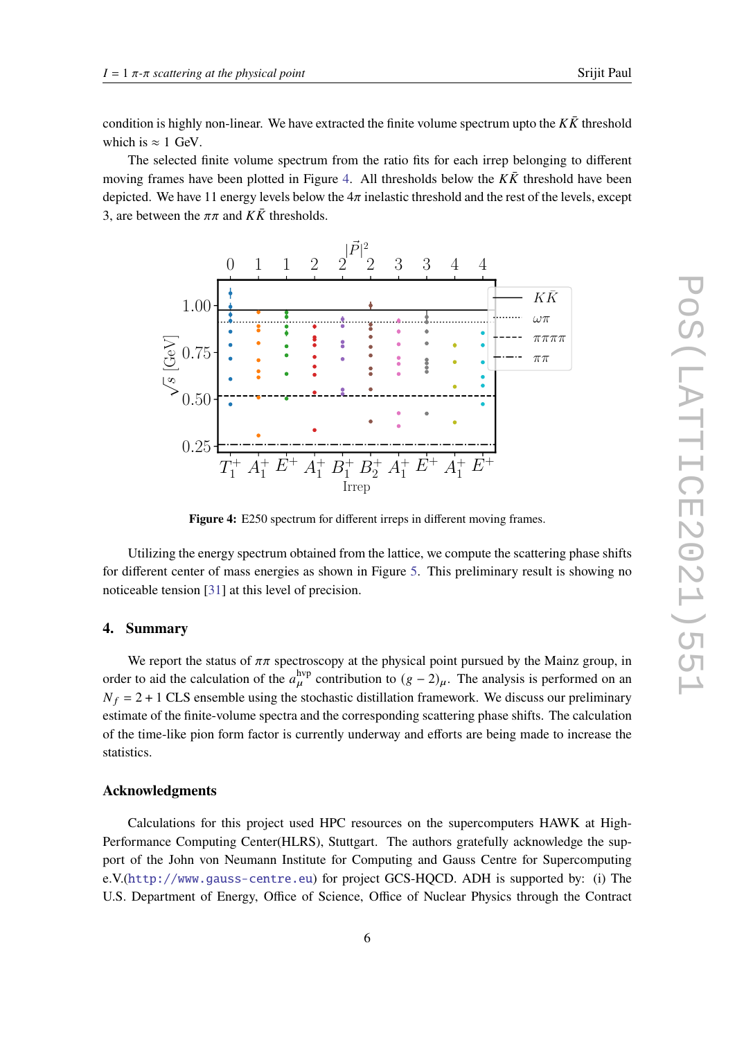condition is highly non-linear. We have extracted the finite volume spectrum upto the $K\bar{K}$ threshold which is $\approx 1$ GeV.

The selected finite volume spectrum from the ratio fits for each irrep belonging to different moving frames have been plotted in Figure 4. All thresholds below the $K\bar{K}$ threshold have been depicted. We have 11 energy levels below the $4\pi$ inelastic threshold and the rest of the levels, except 3, are between the $\pi\pi$ and $K\bar{K}$ thresholds.

**Figure 4:** E250 spectrum for different irreps in different moving frames.

Utilizing the energy spectrum obtained from the lattice, we compute the scattering phase shifts for different center of mass energies as shown in Figure 5. This preliminary result is showing no noticeable tension [31] at this level of precision.

## 4. Summary

We report the status of $\pi\pi$ spectroscopy at the physical point pursued by the Mainz group, in order to aid the calculation of the $a_\mu^{\text{hvp}}$ contribution to $(g-2)_\mu$. The analysis is performed on an $N_f = 2+1$ CLS ensemble using the stochastic distillation framework. We discuss our preliminary estimate of the finite-volume spectra and the corresponding scattering phase shifts. The calculation of the time-like pion form factor is currently underway and efforts are being made to increase the statistics.

### Acknowledgments

Calculations for this project used HPC resources on the supercomputers HAWK at High-Performance Computing Center(HLRS), Stuttgart. The authors gratefully acknowledge the support of the John von Neumann Institute for Computing and Gauss Centre for Supercomputing e.V.(http://www.gauss-centre.eu) for project GCS-HQCD. ADH is supported by: (i) The U.S. Department of Energy, Office of Science, Office of Nuclear Physics through the Contract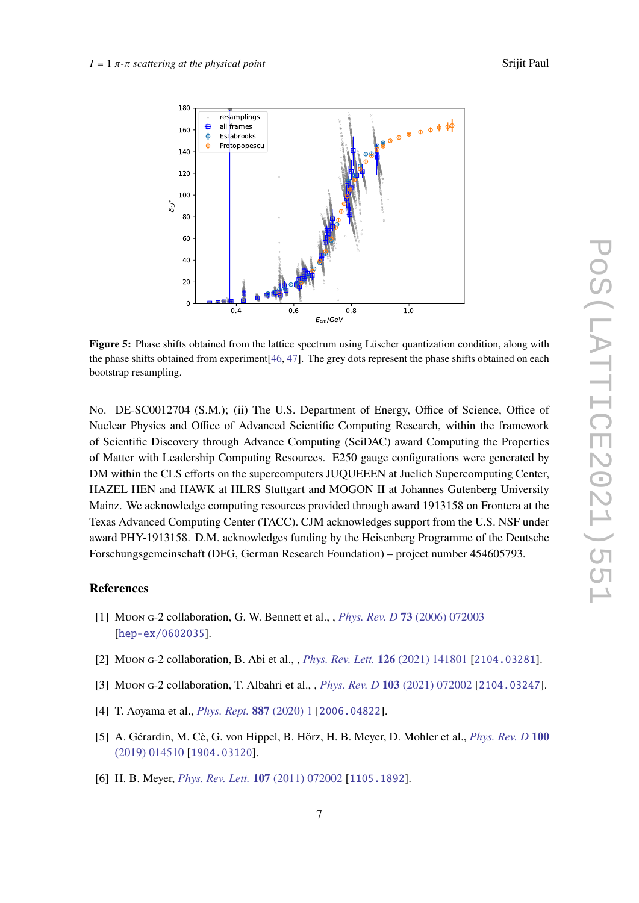**Figure 5:** Phase shifts obtained from the lattice spectrum using Lüscher quantization condition, along with the phase shifts obtained from experiment[46, 47]. The grey dots represent the phase shifts obtained on each bootstrap resampling.

No. DE-SC0012704 (S.M.); (ii) The U.S. Department of Energy, Office of Science, Office of Nuclear Physics and Office of Advanced Scientific Computing Research, within the framework of Scientific Discovery through Advance Computing (SciDAC) award Computing the Properties of Matter with Leadership Computing Resources. E250 gauge configurations were generated by DM within the CLS efforts on the supercomputers JUQUEEN at Juelich Supercomputing Center, HAZEL HEN and HAWK at HLRS Stuttgart and MOGON II at Johannes Gutenberg University Mainz. We acknowledge computing resources provided through award 1913158 on Frontera at the Texas Advanced Computing Center (TACC). CJM acknowledges support from the U.S. NSF under award PHY-1913158. D.M. acknowledges funding by the Heisenberg Programme of the Deutsche Forschungsgemeinschaft (DFG, German Research Foundation) – project number 454605793.

## References

[1] Muon g-2 collaboration, G. W. Bennett et al., , *Phys. Rev. D* **73** (2006) 072003 [hep-ex/0602035].

[2] Muon g-2 collaboration, B. Abi et al., , *Phys. Rev. Lett.* **126** (2021) 141801 [2104.03281].

[3] Muon g-2 collaboration, T. Albahri et al., , *Phys. Rev. D* **103** (2021) 072002 [2104.03247].

[4] T. Aoyama et al., *Phys. Rept.* **887** (2020) 1 [2006.04822].

[5] A. Gérardin, M. Cè, G. von Hippel, B. Hörz, H. B. Meyer, D. Mohler et al., *Phys. Rev. D* **100** (2019) 014510 [1904.03120].

[6] H. B. Meyer, *Phys. Rev. Lett.* **107** (2011) 072002 [1105.1892].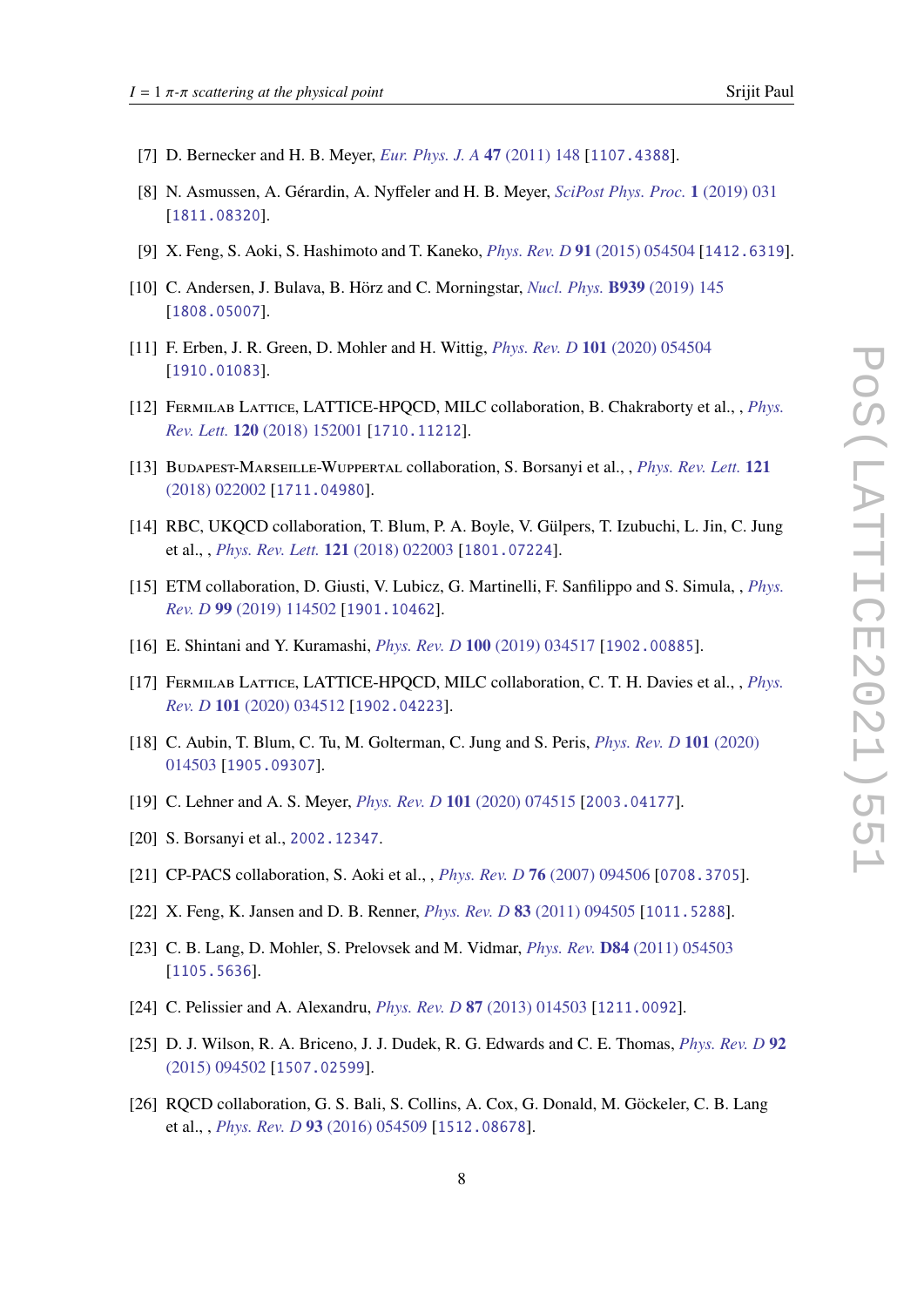[7] D. Bernecker and H. B. Meyer, *Eur. Phys. J. A* **47** (2011) 148 [1107.4388].

[8] N. Asmussen, A. Gérardin, A. Nyffeler and H. B. Meyer, *SciPost Phys. Proc.* **1** (2019) 031 [1811.08320].

[9] X. Feng, S. Aoki, S. Hashimoto and T. Kaneko, *Phys. Rev. D* **91** (2015) 054504 [1412.6319].

[10] C. Andersen, J. Bulava, B. Hörz and C. Morningstar, *Nucl. Phys.* **B939** (2019) 145 [1808.05007].

[11] F. Erben, J. R. Green, D. Mohler and H. Wittig, *Phys. Rev. D* **101** (2020) 054504 [1910.01083].

[12] Fermilab Lattice, LATTICE-HPQCD, MILC collaboration, B. Chakraborty et al., , *Phys. Rev. Lett.* **120** (2018) 152001 [1710.11212].

[13] Budapest-Marseille-Wuppertal collaboration, S. Borsanyi et al., , *Phys. Rev. Lett.* **121** (2018) 022002 [1711.04980].

[14] RBC, UKQCD collaboration, T. Blum, P. A. Boyle, V. Gülpers, T. Izubuchi, L. Jin, C. Jung et al., , *Phys. Rev. Lett.* **121** (2018) 022003 [1801.07224].

[15] ETM collaboration, D. Giusti, V. Lubicz, G. Martinelli, F. Sanfilippo and S. Simula, , *Phys. Rev. D* **99** (2019) 114502 [1901.10462].

[16] E. Shintani and Y. Kuramashi, *Phys. Rev. D* **100** (2019) 034517 [1902.00885].

[17] Fermilab Lattice, LATTICE-HPQCD, MILC collaboration, C. T. H. Davies et al., , *Phys. Rev. D* **101** (2020) 034512 [1902.04223].

[18] C. Aubin, T. Blum, C. Tu, M. Golterman, C. Jung and S. Peris, *Phys. Rev. D* **101** (2020) 014503 [1905.09307].

[19] C. Lehner and A. S. Meyer, *Phys. Rev. D* **101** (2020) 074515 [2003.04177].

[20] S. Borsanyi et al., 2002.12347.

[21] CP-PACS collaboration, S. Aoki et al., , *Phys. Rev. D* **76** (2007) 094506 [0708.3705].

[22] X. Feng, K. Jansen and D. B. Renner, *Phys. Rev. D* **83** (2011) 094505 [1011.5288].

[23] C. B. Lang, D. Mohler, S. Prelovsek and M. Vidmar, *Phys. Rev.* **D84** (2011) 054503 [1105.5636].

[24] C. Pelissier and A. Alexandru, *Phys. Rev. D* **87** (2013) 014503 [1211.0092].

[25] D. J. Wilson, R. A. Briceno, J. J. Dudek, R. G. Edwards and C. E. Thomas, *Phys. Rev. D* **92** (2015) 094502 [1507.02599].

[26] RQCD collaboration, G. S. Bali, S. Collins, A. Cox, G. Donald, M. Göckeler, C. B. Lang et al., , *Phys. Rev. D* **93** (2016) 054509 [1512.08678].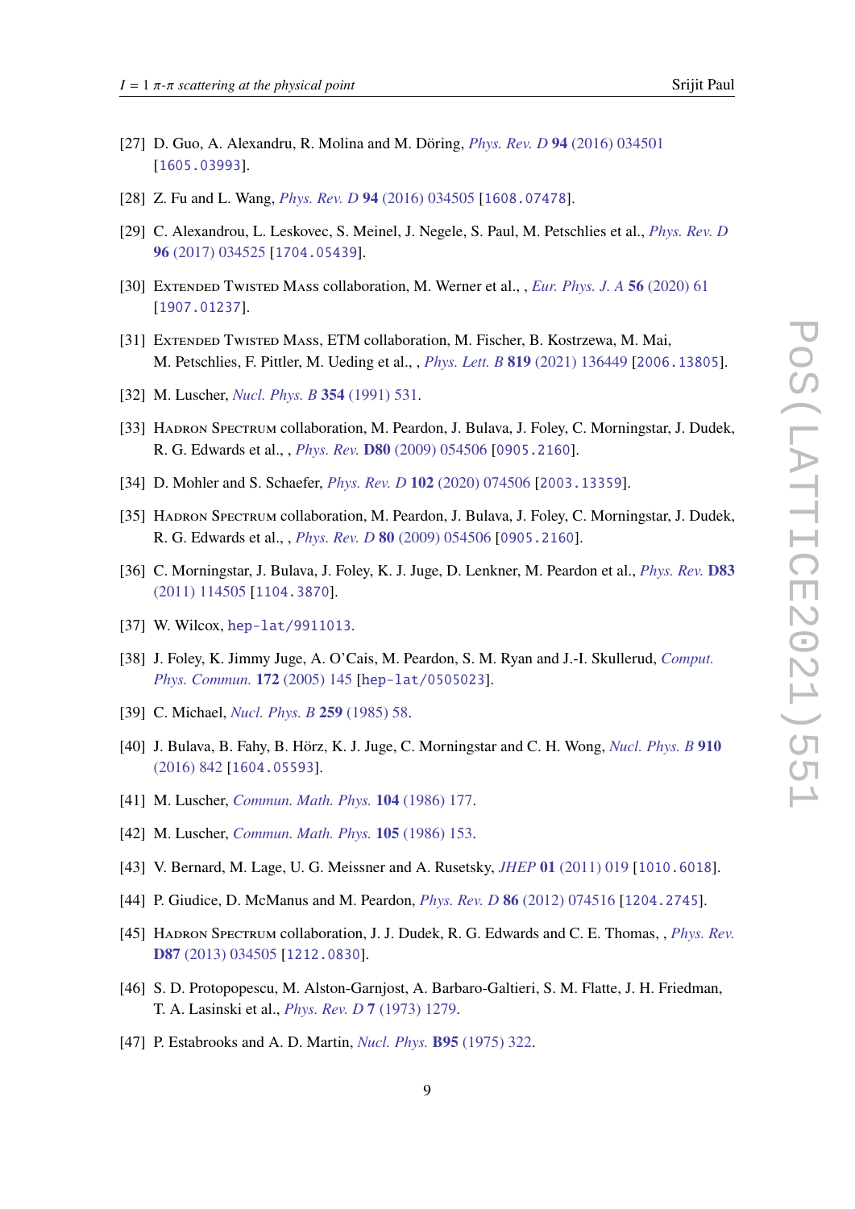[27] D. Guo, A. Alexandru, R. Molina and M. Döring, *Phys. Rev. D* **94** (2016) 034501 [1605.03993].

[28] Z. Fu and L. Wang, *Phys. Rev. D* **94** (2016) 034505 [1608.07478].

[29] C. Alexandrou, L. Leskovec, S. Meinel, J. Negele, S. Paul, M. Petschlies et al., *Phys. Rev. D* **96** (2017) 034525 [1704.05439].

[30] Extended Twisted Mass collaboration, M. Werner et al., , *Eur. Phys. J. A* **56** (2020) 61 [1907.01237].

[31] Extended Twisted Mass, ETM collaboration, M. Fischer, B. Kostrzewa, M. Mai, M. Petschlies, F. Pittler, M. Ueding et al., , *Phys. Lett. B* **819** (2021) 136449 [2006.13805].

[32] M. Luscher, *Nucl. Phys. B* **354** (1991) 531.

[33] Hadron Spectrum collaboration, M. Peardon, J. Bulava, J. Foley, C. Morningstar, J. Dudek, R. G. Edwards et al., , *Phys. Rev.* **D80** (2009) 054506 [0905.2160].

[34] D. Mohler and S. Schaefer, *Phys. Rev. D* **102** (2020) 074506 [2003.13359].

[35] Hadron Spectrum collaboration, M. Peardon, J. Bulava, J. Foley, C. Morningstar, J. Dudek, R. G. Edwards et al., , *Phys. Rev. D* **80** (2009) 054506 [0905.2160].

[36] C. Morningstar, J. Bulava, J. Foley, K. J. Juge, D. Lenkner, M. Peardon et al., *Phys. Rev.* **D83** (2011) 114505 [1104.3870].

[37] W. Wilcox, hep-lat/9911013.

[38] J. Foley, K. Jimmy Juge, A. O'Cais, M. Peardon, S. M. Ryan and J.-I. Skullerud, *Comput. Phys. Commun.* **172** (2005) 145 [hep-lat/0505023].

[39] C. Michael, *Nucl. Phys. B* **259** (1985) 58.

[40] J. Bulava, B. Fahy, B. Hörz, K. J. Juge, C. Morningstar and C. H. Wong, *Nucl. Phys. B* **910** (2016) 842 [1604.05593].

[41] M. Luscher, *Commun. Math. Phys.* **104** (1986) 177.

[42] M. Luscher, *Commun. Math. Phys.* **105** (1986) 153.

[43] V. Bernard, M. Lage, U. G. Meissner and A. Rusetsky, *JHEP* **01** (2011) 019 [1010.6018].

[44] P. Giudice, D. McManus and M. Peardon, *Phys. Rev. D* **86** (2012) 074516 [1204.2745].

[45] Hadron Spectrum collaboration, J. J. Dudek, R. G. Edwards and C. E. Thomas, , *Phys. Rev.* **D87** (2013) 034505 [1212.0830].

[46] S. D. Protopopescu, M. Alston-Garnjost, A. Barbaro-Galtieri, S. M. Flatte, J. H. Friedman, T. A. Lasinski et al., *Phys. Rev. D* **7** (1973) 1279.

[47] P. Estabrooks and A. D. Martin, *Nucl. Phys.* **B95** (1975) 322.